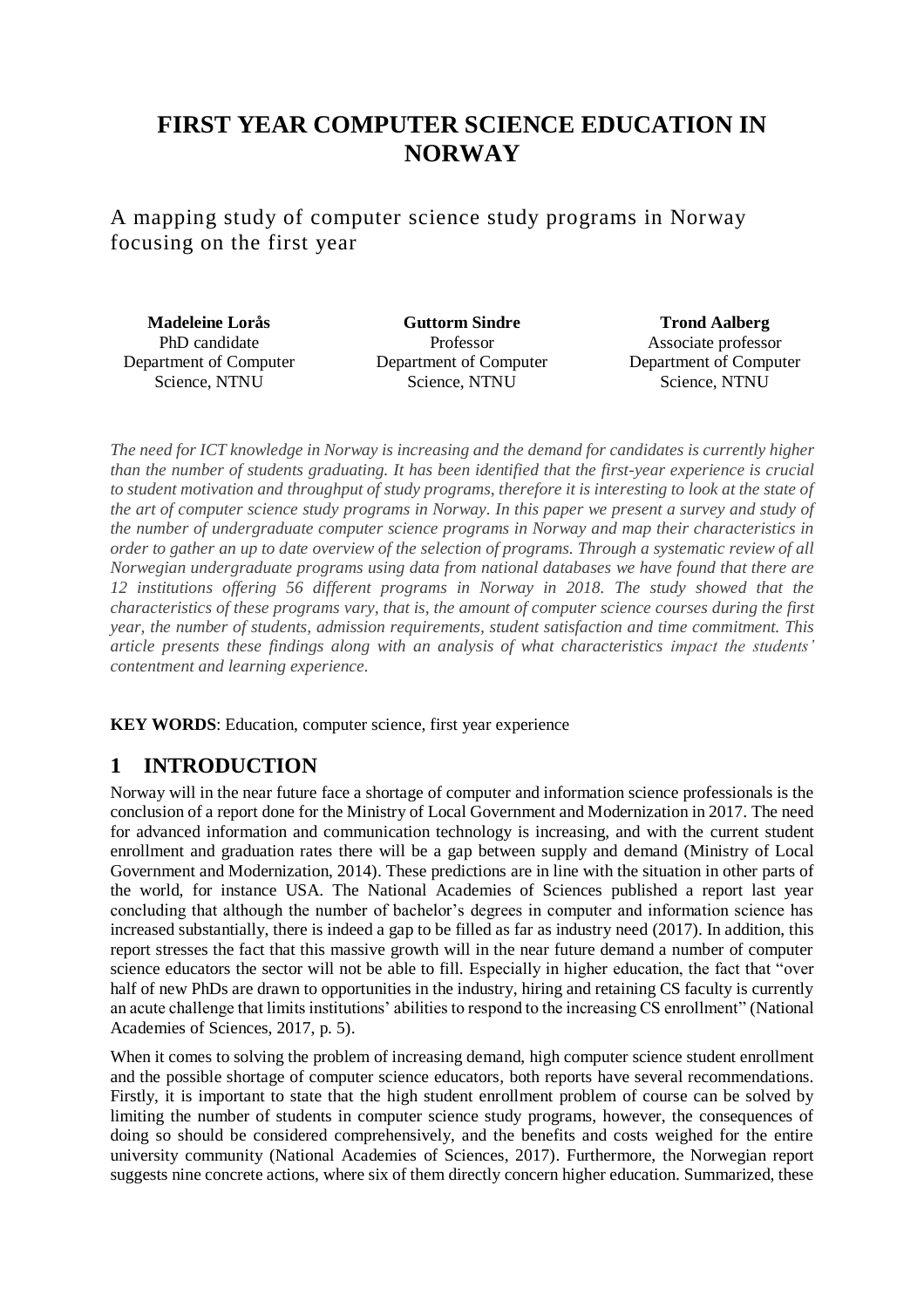# FIRST YEAR COMPUTER SCIENCE EDUCATION IN NORWAY

A mapping study of computer science study programs in Norway focusing on the first year

| **Madeleine Lorås** | **Guttorm Sindre** | **Trond Aalberg** |
|---|---|---|
| PhD candidate | Professor | Associate professor |
| Department of Computer Science, NTNU | Department of Computer Science, NTNU | Department of Computer Science, NTNU |

*The need for ICT knowledge in Norway is increasing and the demand for candidates is currently higher than the number of students graduating. It has been identified that the first-year experience is crucial to student motivation and throughput of study programs, therefore it is interesting to look at the state of the art of computer science study programs in Norway. In this paper we present a survey and study of the number of undergraduate computer science programs in Norway and map their characteristics in order to gather an up to date overview of the selection of programs. Through a systematic review of all Norwegian undergraduate programs using data from national databases we have found that there are 12 institutions offering 56 different programs in Norway in 2018. The study showed that the characteristics of these programs vary, that is, the amount of computer science courses during the first year, the number of students, admission requirements, student satisfaction and time commitment. This article presents these findings along with an analysis of what characteristics impact the students' contentment and learning experience.*

**KEY WORDS**: Education, computer science, first year experience

## 1 INTRODUCTION

Norway will in the near future face a shortage of computer and information science professionals is the conclusion of a report done for the Ministry of Local Government and Modernization in 2017. The need for advanced information and communication technology is increasing, and with the current student enrollment and graduation rates there will be a gap between supply and demand (Ministry of Local Government and Modernization, 2014). These predictions are in line with the situation in other parts of the world, for instance USA. The National Academies of Sciences published a report last year concluding that although the number of bachelor's degrees in computer and information science has increased substantially, there is indeed a gap to be filled as far as industry need (2017). In addition, this report stresses the fact that this massive growth will in the near future demand a number of computer science educators the sector will not be able to fill. Especially in higher education, the fact that "over half of new PhDs are drawn to opportunities in the industry, hiring and retaining CS faculty is currently an acute challenge that limits institutions' abilities to respond to the increasing CS enrollment" (National Academies of Sciences, 2017, p. 5).

When it comes to solving the problem of increasing demand, high computer science student enrollment and the possible shortage of computer science educators, both reports have several recommendations. Firstly, it is important to state that the high student enrollment problem of course can be solved by limiting the number of students in computer science study programs, however, the consequences of doing so should be considered comprehensively, and the benefits and costs weighed for the entire university community (National Academies of Sciences, 2017). Furthermore, the Norwegian report suggests nine concrete actions, where six of them directly concern higher education. Summarized, these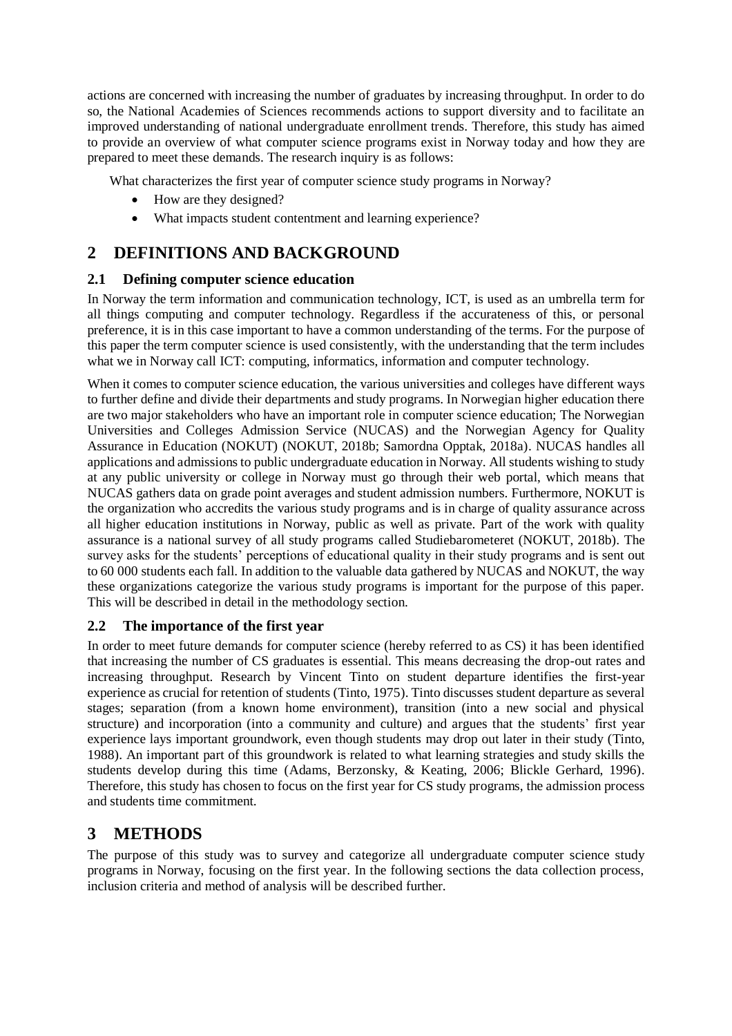actions are concerned with increasing the number of graduates by increasing throughput. In order to do so, the National Academies of Sciences recommends actions to support diversity and to facilitate an improved understanding of national undergraduate enrollment trends. Therefore, this study has aimed to provide an overview of what computer science programs exist in Norway today and how they are prepared to meet these demands. The research inquiry is as follows:

What characterizes the first year of computer science study programs in Norway?

- How are they designed?
- What impacts student contentment and learning experience?

# 2 DEFINITIONS AND BACKGROUND

## 2.1 Defining computer science education

In Norway the term information and communication technology, ICT, is used as an umbrella term for all things computing and computer technology. Regardless if the accurateness of this, or personal preference, it is in this case important to have a common understanding of the terms. For the purpose of this paper the term computer science is used consistently, with the understanding that the term includes what we in Norway call ICT: computing, informatics, information and computer technology.

When it comes to computer science education, the various universities and colleges have different ways to further define and divide their departments and study programs. In Norwegian higher education there are two major stakeholders who have an important role in computer science education; The Norwegian Universities and Colleges Admission Service (NUCAS) and the Norwegian Agency for Quality Assurance in Education (NOKUT) (NOKUT, 2018b; Samordna Opptak, 2018a). NUCAS handles all applications and admissions to public undergraduate education in Norway. All students wishing to study at any public university or college in Norway must go through their web portal, which means that NUCAS gathers data on grade point averages and student admission numbers. Furthermore, NOKUT is the organization who accredits the various study programs and is in charge of quality assurance across all higher education institutions in Norway, public as well as private. Part of the work with quality assurance is a national survey of all study programs called Studiebarometeret (NOKUT, 2018b). The survey asks for the students' perceptions of educational quality in their study programs and is sent out to 60 000 students each fall. In addition to the valuable data gathered by NUCAS and NOKUT, the way these organizations categorize the various study programs is important for the purpose of this paper. This will be described in detail in the methodology section.

## 2.2 The importance of the first year

In order to meet future demands for computer science (hereby referred to as CS) it has been identified that increasing the number of CS graduates is essential. This means decreasing the drop-out rates and increasing throughput. Research by Vincent Tinto on student departure identifies the first-year experience as crucial for retention of students (Tinto, 1975). Tinto discusses student departure as several stages; separation (from a known home environment), transition (into a new social and physical structure) and incorporation (into a community and culture) and argues that the students' first year experience lays important groundwork, even though students may drop out later in their study (Tinto, 1988). An important part of this groundwork is related to what learning strategies and study skills the students develop during this time (Adams, Berzonsky, & Keating, 2006; Blickle Gerhard, 1996). Therefore, this study has chosen to focus on the first year for CS study programs, the admission process and students time commitment.

# 3 METHODS

The purpose of this study was to survey and categorize all undergraduate computer science study programs in Norway, focusing on the first year. In the following sections the data collection process, inclusion criteria and method of analysis will be described further.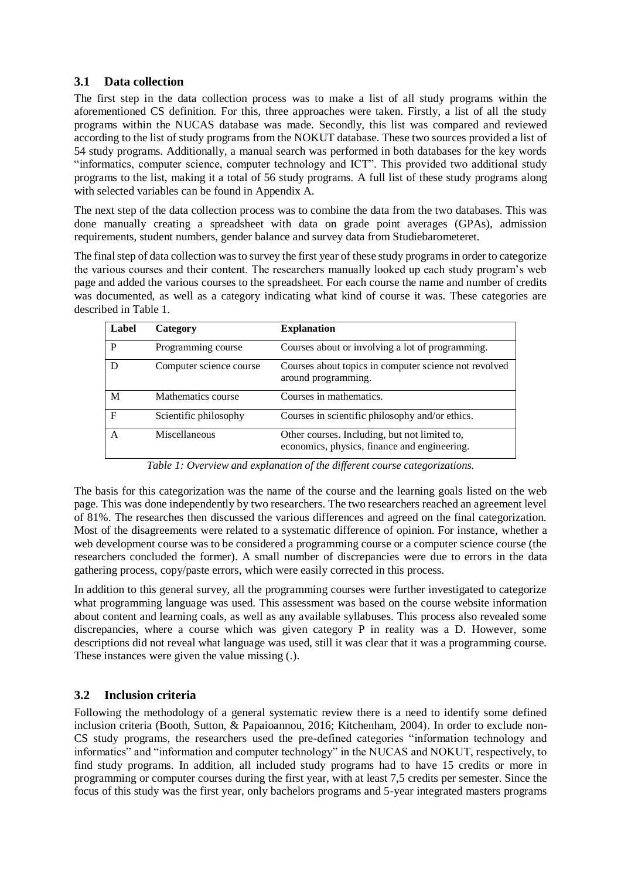### 3.1 Data collection

The first step in the data collection process was to make a list of all study programs within the aforementioned CS definition. For this, three approaches were taken. Firstly, a list of all the study programs within the NUCAS database was made. Secondly, this list was compared and reviewed according to the list of study programs from the NOKUT database. These two sources provided a list of 54 study programs. Additionally, a manual search was performed in both databases for the key words "informatics, computer science, computer technology and ICT". This provided two additional study programs to the list, making it a total of 56 study programs. A full list of these study programs along with selected variables can be found in Appendix A.

The next step of the data collection process was to combine the data from the two databases. This was done manually creating a spreadsheet with data on grade point averages (GPAs), admission requirements, student numbers, gender balance and survey data from Studiebarometeret.

The final step of data collection was to survey the first year of these study programs in order to categorize the various courses and their content. The researchers manually looked up each study program's web page and added the various courses to the spreadsheet. For each course the name and number of credits was documented, as well as a category indicating what kind of course it was. These categories are described in Table 1.

| Label | Category | Explanation |
|---|---|---|
| P | Programming course | Courses about or involving a lot of programming. |
| D | Computer science course | Courses about topics in computer science not revolved around programming. |
| M | Mathematics course | Courses in mathematics. |
| F | Scientific philosophy | Courses in scientific philosophy and/or ethics. |
| A | Miscellaneous | Other courses. Including, but not limited to, economics, physics, finance and engineering. |

*Table 1: Overview and explanation of the different course categorizations.*

The basis for this categorization was the name of the course and the learning goals listed on the web page. This was done independently by two researchers. The two researchers reached an agreement level of 81%. The researches then discussed the various differences and agreed on the final categorization. Most of the disagreements were related to a systematic difference of opinion. For instance, whether a web development course was to be considered a programming course or a computer science course (the researchers concluded the former). A small number of discrepancies were due to errors in the data gathering process, copy/paste errors, which were easily corrected in this process.

In addition to this general survey, all the programming courses were further investigated to categorize what programming language was used. This assessment was based on the course website information about content and learning coals, as well as any available syllabuses. This process also revealed some discrepancies, where a course which was given category P in reality was a D. However, some descriptions did not reveal what language was used, still it was clear that it was a programming course. These instances were given the value missing (.).

### 3.2 Inclusion criteria

Following the methodology of a general systematic review there is a need to identify some defined inclusion criteria (Booth, Sutton, & Papaioannou, 2016; Kitchenham, 2004). In order to exclude non-CS study programs, the researchers used the pre-defined categories "information technology and informatics" and "information and computer technology" in the NUCAS and NOKUT, respectively, to find study programs. In addition, all included study programs had to have 15 credits or more in programming or computer courses during the first year, with at least 7,5 credits per semester. Since the focus of this study was the first year, only bachelors programs and 5-year integrated masters programs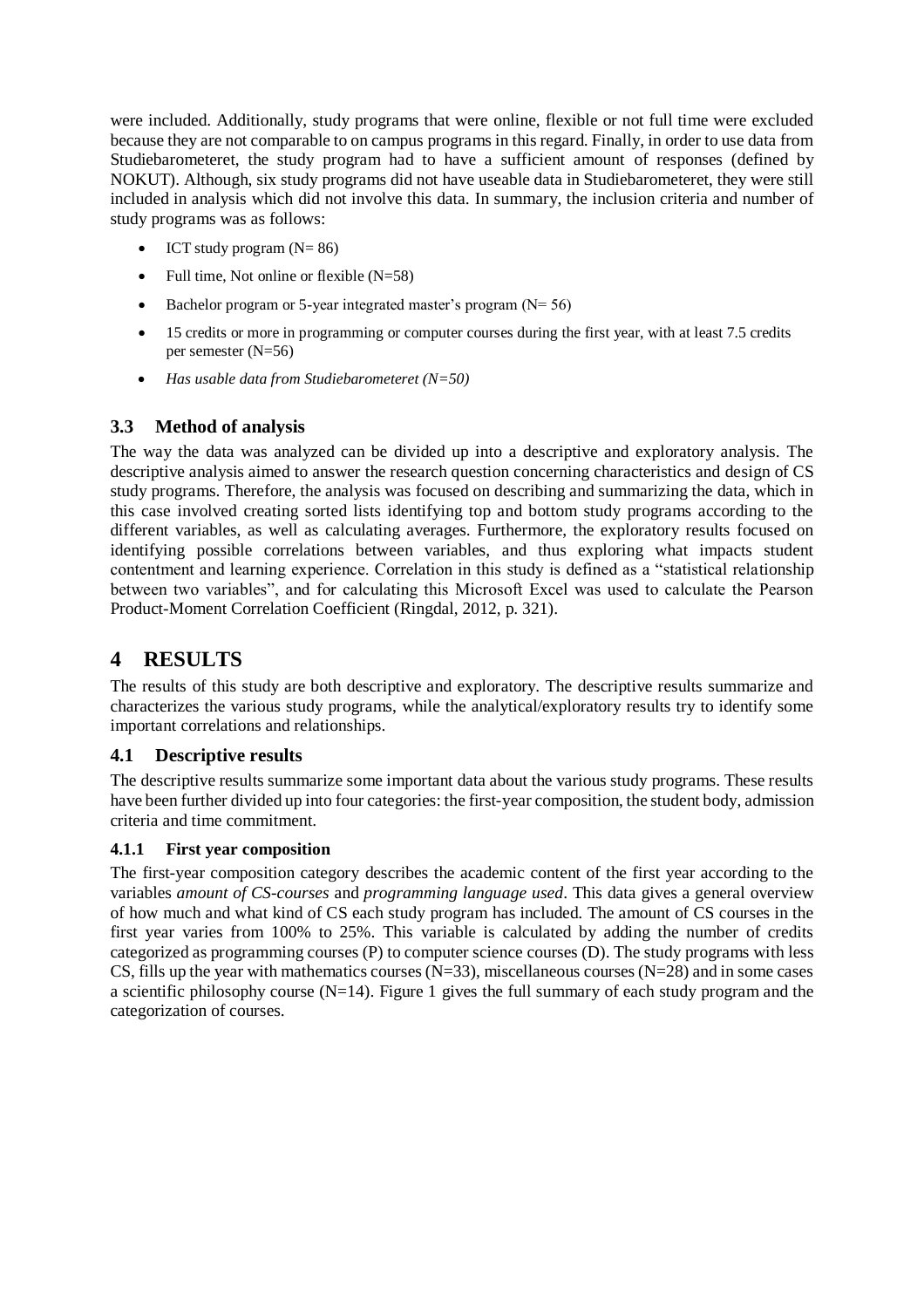were included. Additionally, study programs that were online, flexible or not full time were excluded because they are not comparable to on campus programs in this regard. Finally, in order to use data from Studiebarometeret, the study program had to have a sufficient amount of responses (defined by NOKUT). Although, six study programs did not have useable data in Studiebarometeret, they were still included in analysis which did not involve this data. In summary, the inclusion criteria and number of study programs was as follows:

- ICT study program (N= 86)
- Full time, Not online or flexible (N=58)
- Bachelor program or 5-year integrated master's program (N= 56)
- 15 credits or more in programming or computer courses during the first year, with at least 7.5 credits per semester (N=56)
- *Has usable data from Studiebarometeret (N=50)*

### 3.3 Method of analysis

The way the data was analyzed can be divided up into a descriptive and exploratory analysis. The descriptive analysis aimed to answer the research question concerning characteristics and design of CS study programs. Therefore, the analysis was focused on describing and summarizing the data, which in this case involved creating sorted lists identifying top and bottom study programs according to the different variables, as well as calculating averages. Furthermore, the exploratory results focused on identifying possible correlations between variables, and thus exploring what impacts student contentment and learning experience. Correlation in this study is defined as a "statistical relationship between two variables", and for calculating this Microsoft Excel was used to calculate the Pearson Product-Moment Correlation Coefficient (Ringdal, 2012, p. 321).

## 4 RESULTS

The results of this study are both descriptive and exploratory. The descriptive results summarize and characterizes the various study programs, while the analytical/exploratory results try to identify some important correlations and relationships.

### 4.1 Descriptive results

The descriptive results summarize some important data about the various study programs. These results have been further divided up into four categories: the first-year composition, the student body, admission criteria and time commitment.

#### 4.1.1 First year composition

The first-year composition category describes the academic content of the first year according to the variables *amount of CS-courses* and *programming language used*. This data gives a general overview of how much and what kind of CS each study program has included. The amount of CS courses in the first year varies from 100% to 25%. This variable is calculated by adding the number of credits categorized as programming courses (P) to computer science courses (D). The study programs with less CS, fills up the year with mathematics courses (N=33), miscellaneous courses (N=28) and in some cases a scientific philosophy course (N=14). Figure 1 gives the full summary of each study program and the categorization of courses.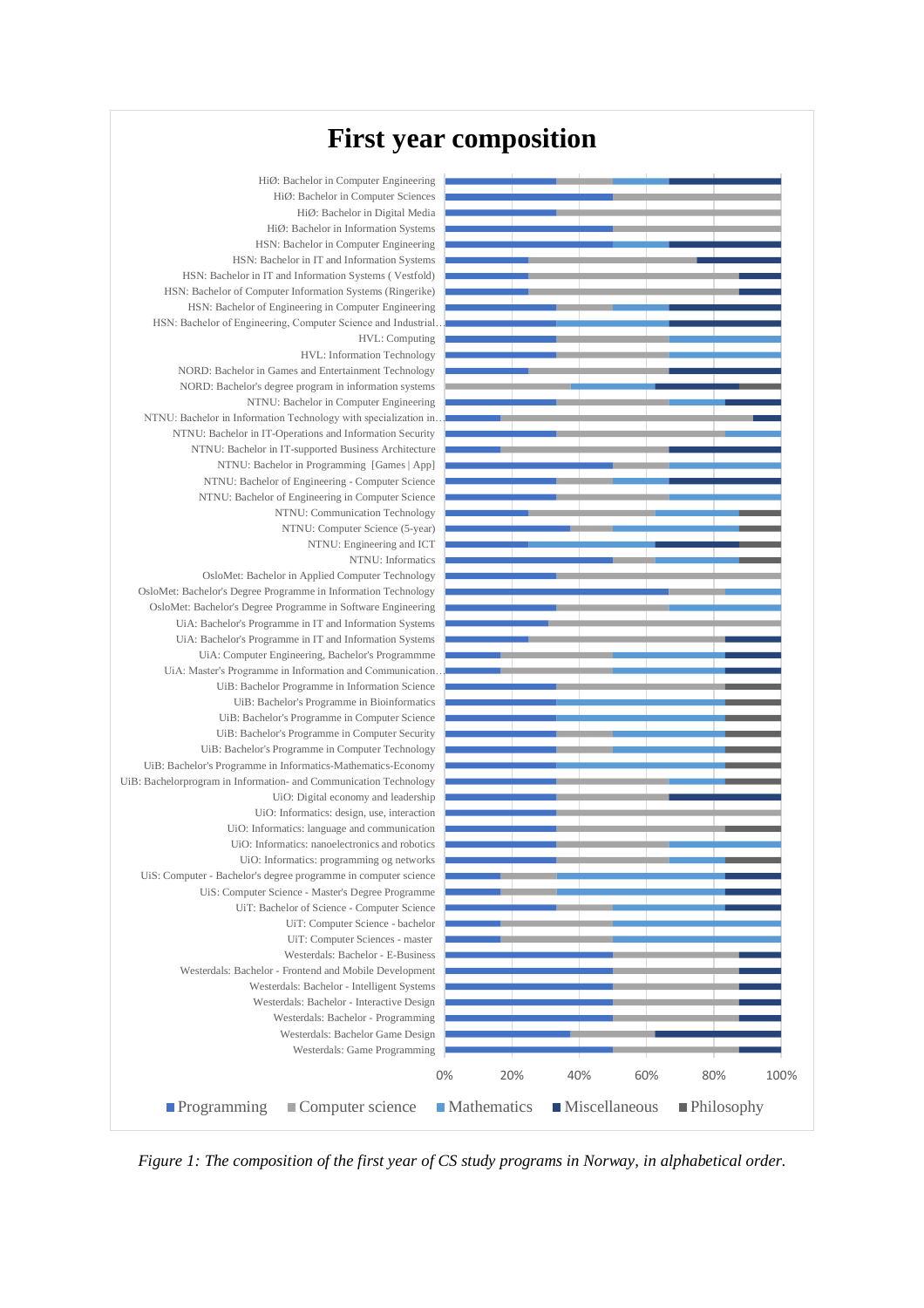**First year composition**

- HiØ: Bachelor in Computer Engineering
- HiØ: Bachelor in Computer Sciences
- HiØ: Bachelor in Digital Media
- HiØ: Bachelor in Information Systems
- HSN: Bachelor in Computer Engineering
- HSN: Bachelor in IT and Information Systems
- HSN: Bachelor in IT and Information Systems ( Vestfold)
- HSN: Bachelor of Computer Information Systems (Ringerike)
- HSN: Bachelor of Engineering in Computer Engineering
- HSN: Bachelor of Engineering, Computer Science and Industrial…
- HVL: Computing
- HVL: Information Technology
- NORD: Bachelor in Games and Entertainment Technology
- NORD: Bachelor's degree program in information systems
- NTNU: Bachelor in Computer Engineering
- NTNU: Bachelor in Information Technology with specialization in…
- NTNU: Bachelor in IT-Operations and Information Security
- NTNU: Bachelor in IT-supported Business Architecture
- NTNU: Bachelor in Programming [Games | App]
- NTNU: Bachelor of Engineering - Computer Science
- NTNU: Bachelor of Engineering in Computer Science
- NTNU: Communication Technology
- NTNU: Computer Science (5-year)
- NTNU: Engineering and ICT
- NTNU: Informatics
- OsloMet: Bachelor in Applied Computer Technology
- OsloMet: Bachelor's Degree Programme in Information Technology
- OsloMet: Bachelor's Degree Programme in Software Engineering
- UiA: Bachelor's Programme in IT and Information Systems
- UiA: Bachelor's Programme in IT and Information Systems
- UiA: Computer Engineering, Bachelor's Programme
- UiA: Master's Programme in Information and Communication…
- UiB: Bachelor Programme in Information Science
- UiB: Bachelor's Programme in Bioinformatics
- UiB: Bachelor's Programme in Computer Science
- UiB: Bachelor's Programme in Computer Security
- UiB: Bachelor's Programme in Computer Technology
- UiB: Bachelor's Programme in Informatics-Mathematics-Economy
- UiB: Bachelorprogram in Information- and Communication Technology
- UiO: Digital economy and leadership
- UiO: Informatics: design, use, interaction
- UiO: Informatics: language and communication
- UiO: Informatics: nanoelectronics and robotics
- UiO: Informatics: programming og networks
- UiS: Computer - Bachelor's degree programme in computer science
- UiS: Computer Science - Master's Degree Programme
- UiT: Bachelor of Science - Computer Science
- UiT: Computer Science - bachelor
- UiT: Computer Sciences - master
- Westerdals: Bachelor - E-Business
- Westerdals: Bachelor - Frontend and Mobile Development
- Westerdals: Bachelor - Intelligent Systems
- Westerdals: Bachelor - Interactive Design
- Westerdals: Bachelor - Programming
- Westerdals: Bachelor Game Design
- Westerdals: Game Programming

0% 20% 40% 60% 80% 100%

Legend: Programming, Computer science, Mathematics, Miscellaneous, Philosophy

*Figure 1: The composition of the first year of CS study programs in Norway, in alphabetical order.*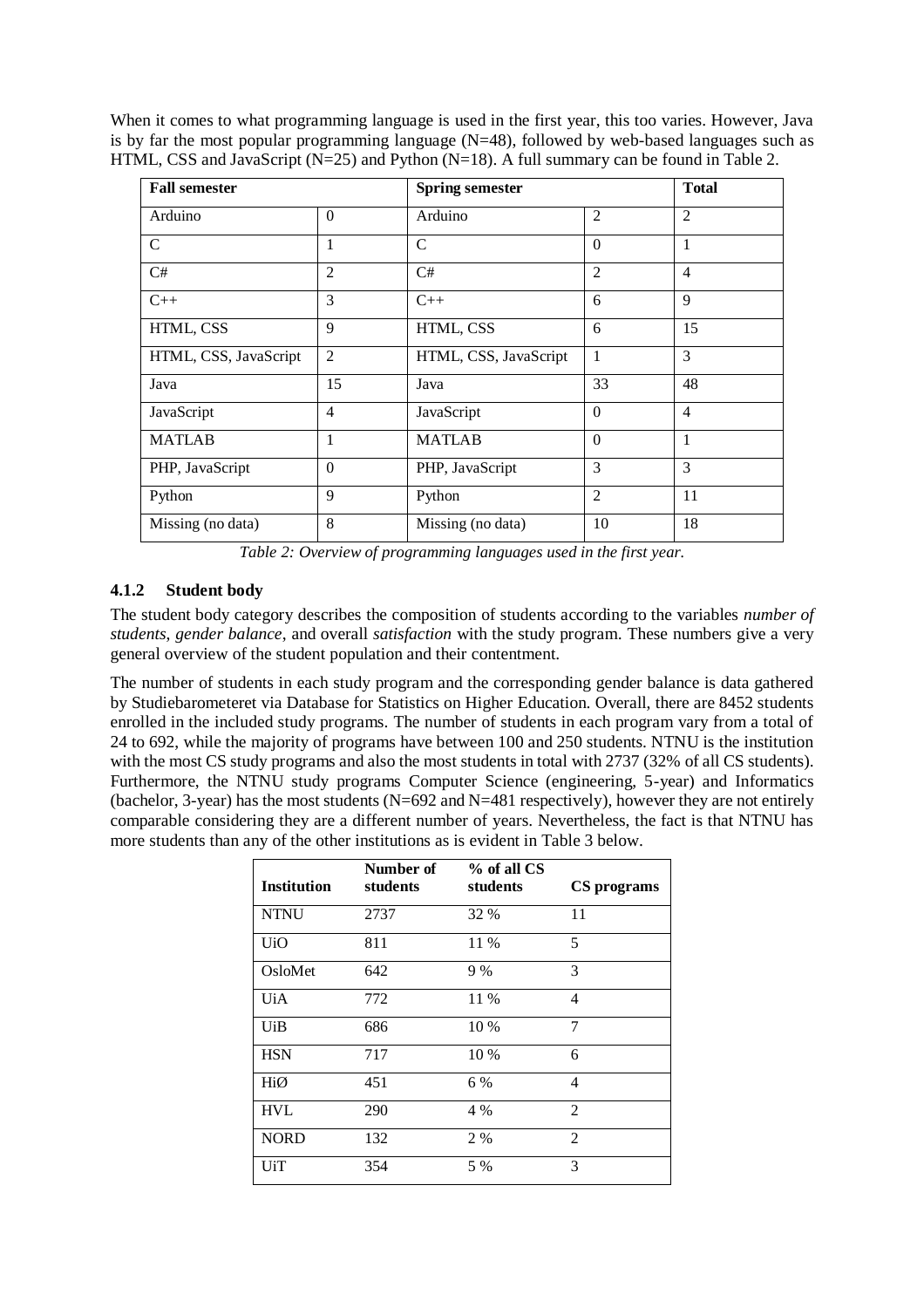When it comes to what programming language is used in the first year, this too varies. However, Java is by far the most popular programming language (N=48), followed by web-based languages such as HTML, CSS and JavaScript (N=25) and Python (N=18). A full summary can be found in Table 2.

| **Fall semester** | | **Spring semester** | | **Total** |
|---|---|---|---|---|
| Arduino | 0 | Arduino | 2 | 2 |
| C | 1 | C | 0 | 1 |
| C# | 2 | C# | 2 | 4 |
| C++ | 3 | C++ | 6 | 9 |
| HTML, CSS | 9 | HTML, CSS | 6 | 15 |
| HTML, CSS, JavaScript | 2 | HTML, CSS, JavaScript | 1 | 3 |
| Java | 15 | Java | 33 | 48 |
| JavaScript | 4 | JavaScript | 0 | 4 |
| MATLAB | 1 | MATLAB | 0 | 1 |
| PHP, JavaScript | 0 | PHP, JavaScript | 3 | 3 |
| Python | 9 | Python | 2 | 11 |
| Missing (no data) | 8 | Missing (no data) | 10 | 18 |

*Table 2: Overview of programming languages used in the first year.*

### 4.1.2 Student body

The student body category describes the composition of students according to the variables *number of students*, *gender balance*, and overall *satisfaction* with the study program. These numbers give a very general overview of the student population and their contentment.

The number of students in each study program and the corresponding gender balance is data gathered by Studiebarometeret via Database for Statistics on Higher Education. Overall, there are 8452 students enrolled in the included study programs. The number of students in each program vary from a total of 24 to 692, while the majority of programs have between 100 and 250 students. NTNU is the institution with the most CS study programs and also the most students in total with 2737 (32% of all CS students). Furthermore, the NTNU study programs Computer Science (engineering, 5-year) and Informatics (bachelor, 3-year) has the most students (N=692 and N=481 respectively), however they are not entirely comparable considering they are a different number of years. Nevertheless, the fact is that NTNU has more students than any of the other institutions as is evident in Table 3 below.

| **Institution** | **Number of students** | **% of all CS students** | **CS programs** |
|---|---|---|---|
| NTNU | 2737 | 32 % | 11 |
| UiO | 811 | 11 % | 5 |
| OsloMet | 642 | 9 % | 3 |
| UiA | 772 | 11 % | 4 |
| UiB | 686 | 10 % | 7 |
| HSN | 717 | 10 % | 6 |
| HiØ | 451 | 6 % | 4 |
| HVL | 290 | 4 % | 2 |
| NORD | 132 | 2 % | 2 |
| UiT | 354 | 5 % | 3 |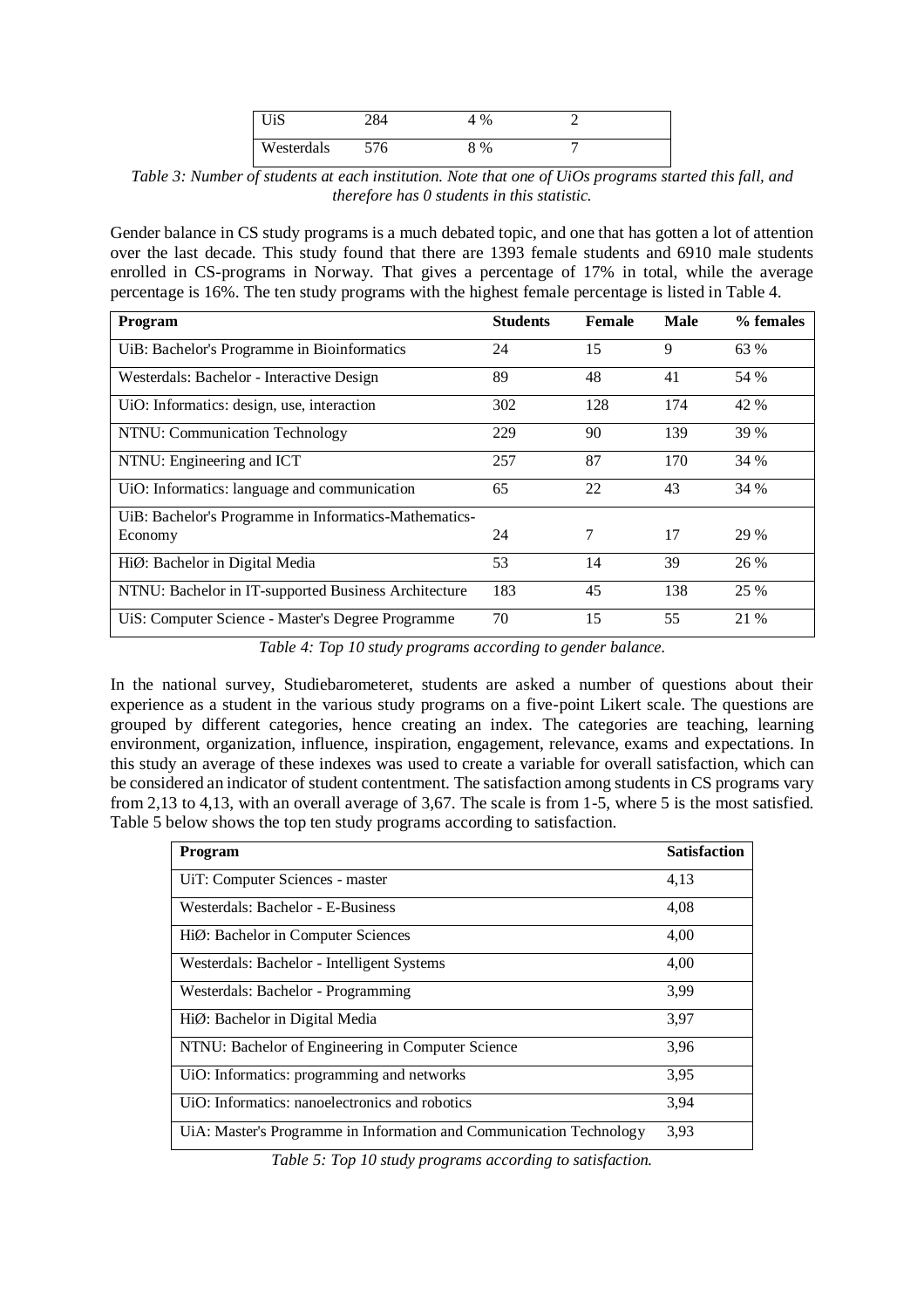| UiS | 284 | 4 % | 2 |
|---|---|---|---|
| Westerdals | 576 | 8 % | 7 |

*Table 3: Number of students at each institution. Note that one of UiOs programs started this fall, and therefore has 0 students in this statistic.*

Gender balance in CS study programs is a much debated topic, and one that has gotten a lot of attention over the last decade. This study found that there are 1393 female students and 6910 male students enrolled in CS-programs in Norway. That gives a percentage of 17% in total, while the average percentage is 16%. The ten study programs with the highest female percentage is listed in Table 4.

| Program | Students | Female | Male | % females |
|---|---|---|---|---|
| UiB: Bachelor's Programme in Bioinformatics | 24 | 15 | 9 | 63 % |
| Westerdals: Bachelor - Interactive Design | 89 | 48 | 41 | 54 % |
| UiO: Informatics: design, use, interaction | 302 | 128 | 174 | 42 % |
| NTNU: Communication Technology | 229 | 90 | 139 | 39 % |
| NTNU: Engineering and ICT | 257 | 87 | 170 | 34 % |
| UiO: Informatics: language and communication | 65 | 22 | 43 | 34 % |
| UiB: Bachelor's Programme in Informatics-Mathematics-Economy | 24 | 7 | 17 | 29 % |
| HiØ: Bachelor in Digital Media | 53 | 14 | 39 | 26 % |
| NTNU: Bachelor in IT-supported Business Architecture | 183 | 45 | 138 | 25 % |
| UiS: Computer Science - Master's Degree Programme | 70 | 15 | 55 | 21 % |

*Table 4: Top 10 study programs according to gender balance.*

In the national survey, Studiebarometeret, students are asked a number of questions about their experience as a student in the various study programs on a five-point Likert scale. The questions are grouped by different categories, hence creating an index. The categories are teaching, learning environment, organization, influence, inspiration, engagement, relevance, exams and expectations. In this study an average of these indexes was used to create a variable for overall satisfaction, which can be considered an indicator of student contentment. The satisfaction among students in CS programs vary from 2,13 to 4,13, with an overall average of 3,67. The scale is from 1-5, where 5 is the most satisfied. Table 5 below shows the top ten study programs according to satisfaction.

| Program | Satisfaction |
|---|---|
| UiT: Computer Sciences - master | 4,13 |
| Westerdals: Bachelor - E-Business | 4,08 |
| HiØ: Bachelor in Computer Sciences | 4,00 |
| Westerdals: Bachelor - Intelligent Systems | 4,00 |
| Westerdals: Bachelor - Programming | 3,99 |
| HiØ: Bachelor in Digital Media | 3,97 |
| NTNU: Bachelor of Engineering in Computer Science | 3,96 |
| UiO: Informatics: programming and networks | 3,95 |
| UiO: Informatics: nanoelectronics and robotics | 3,94 |
| UiA: Master's Programme in Information and Communication Technology | 3,93 |

*Table 5: Top 10 study programs according to satisfaction.*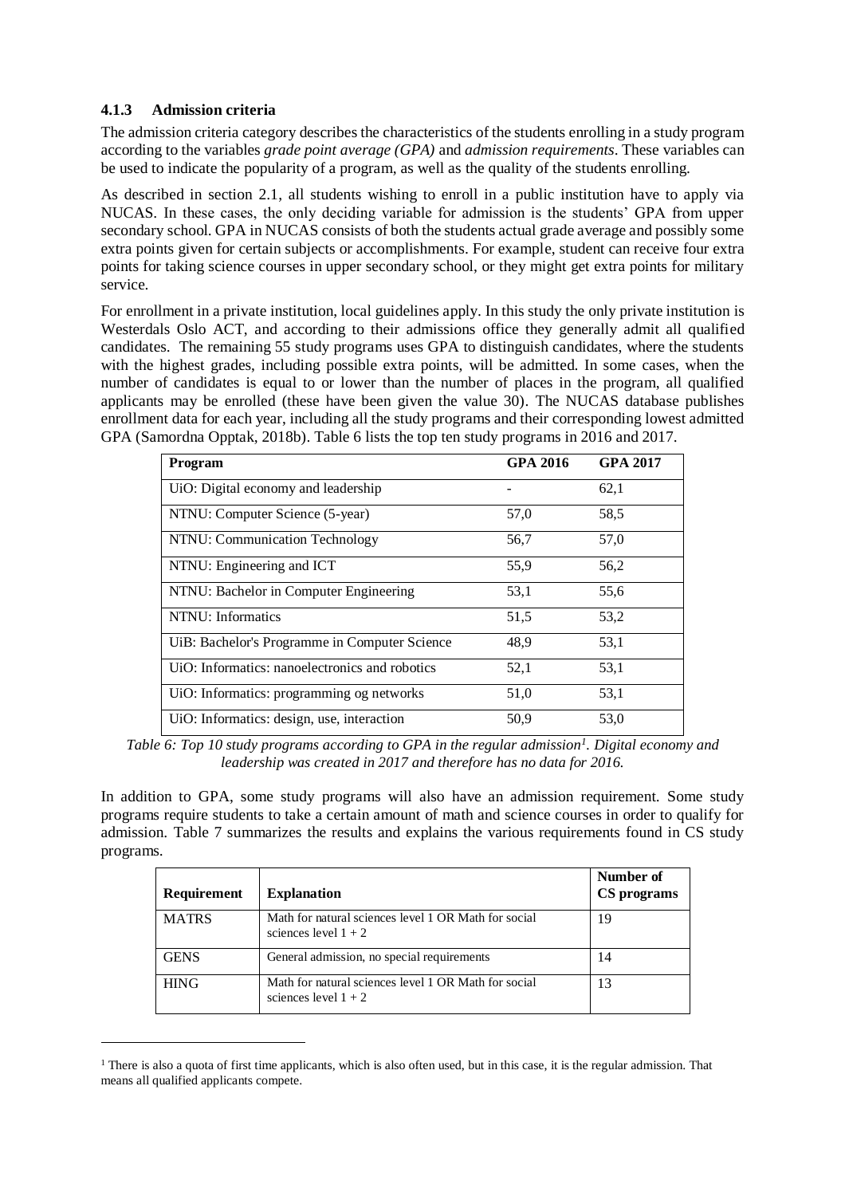### 4.1.3 Admission criteria

The admission criteria category describes the characteristics of the students enrolling in a study program according to the variables *grade point average (GPA)* and *admission requirements*. These variables can be used to indicate the popularity of a program, as well as the quality of the students enrolling.

As described in section 2.1, all students wishing to enroll in a public institution have to apply via NUCAS. In these cases, the only deciding variable for admission is the students' GPA from upper secondary school. GPA in NUCAS consists of both the students actual grade average and possibly some extra points given for certain subjects or accomplishments. For example, student can receive four extra points for taking science courses in upper secondary school, or they might get extra points for military service.

For enrollment in a private institution, local guidelines apply. In this study the only private institution is Westerdals Oslo ACT, and according to their admissions office they generally admit all qualified candidates. The remaining 55 study programs uses GPA to distinguish candidates, where the students with the highest grades, including possible extra points, will be admitted. In some cases, when the number of candidates is equal to or lower than the number of places in the program, all qualified applicants may be enrolled (these have been given the value 30). The NUCAS database publishes enrollment data for each year, including all the study programs and their corresponding lowest admitted GPA (Samordna Opptak, 2018b). Table 6 lists the top ten study programs in 2016 and 2017.

| Program | GPA 2016 | GPA 2017 |
|---|---|---|
| UiO: Digital economy and leadership | - | 62,1 |
| NTNU: Computer Science (5-year) | 57,0 | 58,5 |
| NTNU: Communication Technology | 56,7 | 57,0 |
| NTNU: Engineering and ICT | 55,9 | 56,2 |
| NTNU: Bachelor in Computer Engineering | 53,1 | 55,6 |
| NTNU: Informatics | 51,5 | 53,2 |
| UiB: Bachelor's Programme in Computer Science | 48,9 | 53,1 |
| UiO: Informatics: nanoelectronics and robotics | 52,1 | 53,1 |
| UiO: Informatics: programming og networks | 51,0 | 53,1 |
| UiO: Informatics: design, use, interaction | 50,9 | 53,0 |

*Table 6: Top 10 study programs according to GPA in the regular admission[1]. Digital economy and leadership was created in 2017 and therefore has no data for 2016.*

In addition to GPA, some study programs will also have an admission requirement. Some study programs require students to take a certain amount of math and science courses in order to qualify for admission. Table 7 summarizes the results and explains the various requirements found in CS study programs.

| Requirement | Explanation | Number of CS programs |
|---|---|---|
| MATRS | Math for natural sciences level 1 OR Math for social sciences level 1 + 2 | 19 |
| GENS | General admission, no special requirements | 14 |
| HING | Math for natural sciences level 1 OR Math for social sciences level 1 + 2 | 13 |

[1] There is also a quota of first time applicants, which is also often used, but in this case, it is the regular admission. That means all qualified applicants compete.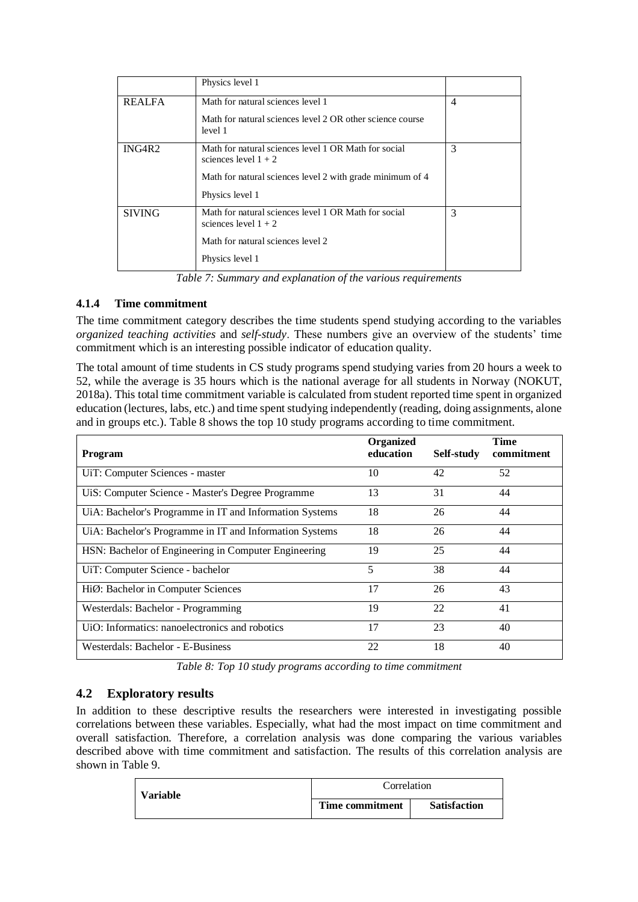|  | Physics level 1 |  |
| --- | --- | --- |
| REALFA | Math for natural sciences level 1<br><br>Math for natural sciences level 2 OR other science course level 1 | 4 |
| ING4R2 | Math for natural sciences level 1 OR Math for social sciences level 1 + 2<br><br>Math for natural sciences level 2 with grade minimum of 4<br><br>Physics level 1 | 3 |
| SIVING | Math for natural sciences level 1 OR Math for social sciences level 1 + 2<br><br>Math for natural sciences level 2<br><br>Physics level 1 | 3 |

*Table 7: Summary and explanation of the various requirements*

### 4.1.4 Time commitment

The time commitment category describes the time students spend studying according to the variables *organized teaching activities* and *self-study*. These numbers give an overview of the students' time commitment which is an interesting possible indicator of education quality.

The total amount of time students in CS study programs spend studying varies from 20 hours a week to 52, while the average is 35 hours which is the national average for all students in Norway (NOKUT, 2018a). This total time commitment variable is calculated from student reported time spent in organized education (lectures, labs, etc.) and time spent studying independently (reading, doing assignments, alone and in groups etc.). Table 8 shows the top 10 study programs according to time commitment.

| Program | Organized education | Self-study | Time commitment |
| --- | --- | --- | --- |
| UiT: Computer Sciences - master | 10 | 42 | 52 |
| UiS: Computer Science - Master's Degree Programme | 13 | 31 | 44 |
| UiA: Bachelor's Programme in IT and Information Systems | 18 | 26 | 44 |
| UiA: Bachelor's Programme in IT and Information Systems | 18 | 26 | 44 |
| HSN: Bachelor of Engineering in Computer Engineering | 19 | 25 | 44 |
| UiT: Computer Science - bachelor | 5 | 38 | 44 |
| HiØ: Bachelor in Computer Sciences | 17 | 26 | 43 |
| Westerdals: Bachelor - Programming | 19 | 22 | 41 |
| UiO: Informatics: nanoelectronics and robotics | 17 | 23 | 40 |
| Westerdals: Bachelor - E-Business | 22 | 18 | 40 |

*Table 8: Top 10 study programs according to time commitment*

## 4.2 Exploratory results

In addition to these descriptive results the researchers were interested in investigating possible correlations between these variables. Especially, what had the most impact on time commitment and overall satisfaction. Therefore, a correlation analysis was done comparing the various variables described above with time commitment and satisfaction. The results of this correlation analysis are shown in Table 9.

| Variable | Correlation |  |
| --- | --- | --- |
|  | **Time commitment** | **Satisfaction** |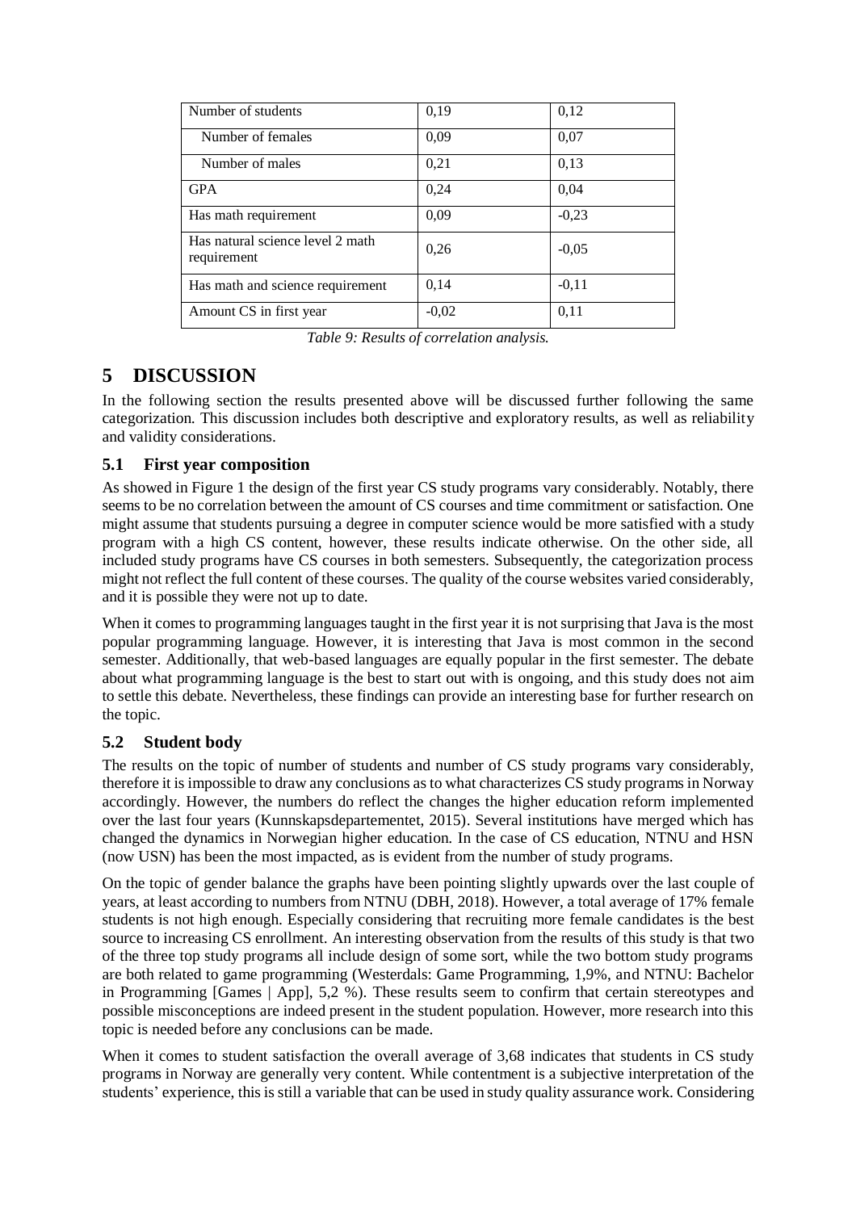| Number of students | 0,19 | 0,12 |
|---|---|---|
| Number of females | 0,09 | 0,07 |
| Number of males | 0,21 | 0,13 |
| GPA | 0,24 | 0,04 |
| Has math requirement | 0,09 | -0,23 |
| Has natural science level 2 math requirement | 0,26 | -0,05 |
| Has math and science requirement | 0,14 | -0,11 |
| Amount CS in first year | -0,02 | 0,11 |

*Table 9: Results of correlation analysis.*

# 5 DISCUSSION

In the following section the results presented above will be discussed further following the same categorization. This discussion includes both descriptive and exploratory results, as well as reliability and validity considerations.

## 5.1 First year composition

As showed in Figure 1 the design of the first year CS study programs vary considerably. Notably, there seems to be no correlation between the amount of CS courses and time commitment or satisfaction. One might assume that students pursuing a degree in computer science would be more satisfied with a study program with a high CS content, however, these results indicate otherwise. On the other side, all included study programs have CS courses in both semesters. Subsequently, the categorization process might not reflect the full content of these courses. The quality of the course websites varied considerably, and it is possible they were not up to date.

When it comes to programming languages taught in the first year it is not surprising that Java is the most popular programming language. However, it is interesting that Java is most common in the second semester. Additionally, that web-based languages are equally popular in the first semester. The debate about what programming language is the best to start out with is ongoing, and this study does not aim to settle this debate. Nevertheless, these findings can provide an interesting base for further research on the topic.

## 5.2 Student body

The results on the topic of number of students and number of CS study programs vary considerably, therefore it is impossible to draw any conclusions as to what characterizes CS study programs in Norway accordingly. However, the numbers do reflect the changes the higher education reform implemented over the last four years (Kunnskapsdepartementet, 2015). Several institutions have merged which has changed the dynamics in Norwegian higher education. In the case of CS education, NTNU and HSN (now USN) has been the most impacted, as is evident from the number of study programs.

On the topic of gender balance the graphs have been pointing slightly upwards over the last couple of years, at least according to numbers from NTNU (DBH, 2018). However, a total average of 17% female students is not high enough. Especially considering that recruiting more female candidates is the best source to increasing CS enrollment. An interesting observation from the results of this study is that two of the three top study programs all include design of some sort, while the two bottom study programs are both related to game programming (Westerdals: Game Programming, 1,9%, and NTNU: Bachelor in Programming [Games | App], 5,2 %). These results seem to confirm that certain stereotypes and possible misconceptions are indeed present in the student population. However, more research into this topic is needed before any conclusions can be made.

When it comes to student satisfaction the overall average of 3,68 indicates that students in CS study programs in Norway are generally very content. While contentment is a subjective interpretation of the students' experience, this is still a variable that can be used in study quality assurance work. Considering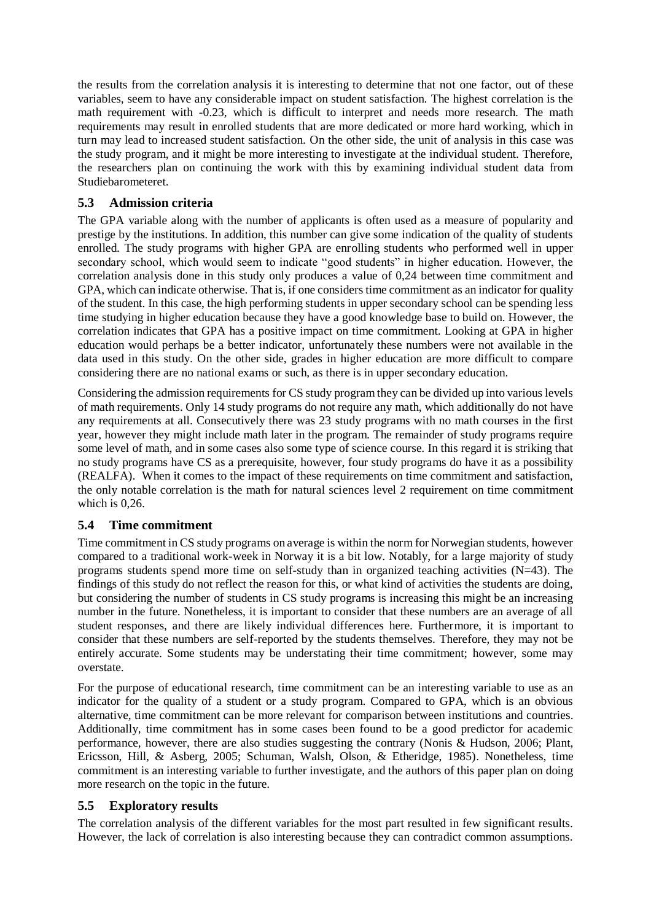the results from the correlation analysis it is interesting to determine that not one factor, out of these variables, seem to have any considerable impact on student satisfaction. The highest correlation is the math requirement with -0.23, which is difficult to interpret and needs more research. The math requirements may result in enrolled students that are more dedicated or more hard working, which in turn may lead to increased student satisfaction. On the other side, the unit of analysis in this case was the study program, and it might be more interesting to investigate at the individual student. Therefore, the researchers plan on continuing the work with this by examining individual student data from Studiebarometeret.

## 5.3 Admission criteria

The GPA variable along with the number of applicants is often used as a measure of popularity and prestige by the institutions. In addition, this number can give some indication of the quality of students enrolled. The study programs with higher GPA are enrolling students who performed well in upper secondary school, which would seem to indicate "good students" in higher education. However, the correlation analysis done in this study only produces a value of 0,24 between time commitment and GPA, which can indicate otherwise. That is, if one considers time commitment as an indicator for quality of the student. In this case, the high performing students in upper secondary school can be spending less time studying in higher education because they have a good knowledge base to build on. However, the correlation indicates that GPA has a positive impact on time commitment. Looking at GPA in higher education would perhaps be a better indicator, unfortunately these numbers were not available in the data used in this study. On the other side, grades in higher education are more difficult to compare considering there are no national exams or such, as there is in upper secondary education.

Considering the admission requirements for CS study program they can be divided up into various levels of math requirements. Only 14 study programs do not require any math, which additionally do not have any requirements at all. Consecutively there was 23 study programs with no math courses in the first year, however they might include math later in the program. The remainder of study programs require some level of math, and in some cases also some type of science course. In this regard it is striking that no study programs have CS as a prerequisite, however, four study programs do have it as a possibility (REALFA). When it comes to the impact of these requirements on time commitment and satisfaction, the only notable correlation is the math for natural sciences level 2 requirement on time commitment which is 0,26.

## 5.4 Time commitment

Time commitment in CS study programs on average is within the norm for Norwegian students, however compared to a traditional work-week in Norway it is a bit low. Notably, for a large majority of study programs students spend more time on self-study than in organized teaching activities (N=43). The findings of this study do not reflect the reason for this, or what kind of activities the students are doing, but considering the number of students in CS study programs is increasing this might be an increasing number in the future. Nonetheless, it is important to consider that these numbers are an average of all student responses, and there are likely individual differences here. Furthermore, it is important to consider that these numbers are self-reported by the students themselves. Therefore, they may not be entirely accurate. Some students may be understating their time commitment; however, some may overstate.

For the purpose of educational research, time commitment can be an interesting variable to use as an indicator for the quality of a student or a study program. Compared to GPA, which is an obvious alternative, time commitment can be more relevant for comparison between institutions and countries. Additionally, time commitment has in some cases been found to be a good predictor for academic performance, however, there are also studies suggesting the contrary (Nonis & Hudson, 2006; Plant, Ericsson, Hill, & Asberg, 2005; Schuman, Walsh, Olson, & Etheridge, 1985). Nonetheless, time commitment is an interesting variable to further investigate, and the authors of this paper plan on doing more research on the topic in the future.

## 5.5 Exploratory results

The correlation analysis of the different variables for the most part resulted in few significant results. However, the lack of correlation is also interesting because they can contradict common assumptions.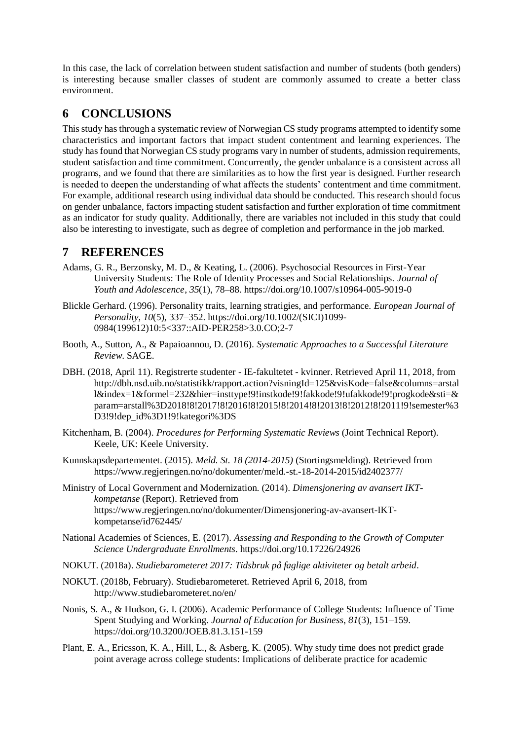In this case, the lack of correlation between student satisfaction and number of students (both genders) is interesting because smaller classes of student are commonly assumed to create a better class environment.

# 6 CONCLUSIONS

This study has through a systematic review of Norwegian CS study programs attempted to identify some characteristics and important factors that impact student contentment and learning experiences. The study has found that Norwegian CS study programs vary in number of students, admission requirements, student satisfaction and time commitment. Concurrently, the gender unbalance is a consistent across all programs, and we found that there are similarities as to how the first year is designed. Further research is needed to deepen the understanding of what affects the students' contentment and time commitment. For example, additional research using individual data should be conducted. This research should focus on gender unbalance, factors impacting student satisfaction and further exploration of time commitment as an indicator for study quality. Additionally, there are variables not included in this study that could also be interesting to investigate, such as degree of completion and performance in the job marked.

# 7 REFERENCES

Adams, G. R., Berzonsky, M. D., & Keating, L. (2006). Psychosocial Resources in First-Year University Students: The Role of Identity Processes and Social Relationships. *Journal of Youth and Adolescence*, *35*(1), 78–88. https://doi.org/10.1007/s10964-005-9019-0

Blickle Gerhard. (1996). Personality traits, learning stratigies, and performance. *European Journal of Personality*, *10*(5), 337–352. https://doi.org/10.1002/(SICI)1099-0984(199612)10:5<337::AID-PER258>3.0.CO;2-7

Booth, A., Sutton, A., & Papaioannou, D. (2016). *Systematic Approaches to a Successful Literature Review*. SAGE.

DBH. (2018, April 11). Registrerte studenter - IE-fakultetet - kvinner. Retrieved April 11, 2018, from http://dbh.nsd.uib.no/statistikk/rapport.action?visningId=125&visKode=false&columns=arstall&index=1&formel=232&hier=insttype!9!instkode!9!fakkode!9!ufakkode!9!progkode&sti=&param=arstall%3D2018!8!2017!8!2016!8!2015!8!2014!8!2013!8!2012!8!2011!9!semester%3D3!9!dep_id%3D1!9!kategori%3DS

Kitchenham, B. (2004). *Procedures for Performing Systematic Reviews* (Joint Technical Report). Keele, UK: Keele University.

Kunnskapsdepartementet. (2015). *Meld. St. 18 (2014-2015)* (Stortingsmelding). Retrieved from https://www.regjeringen.no/no/dokumenter/meld.-st.-18-2014-2015/id2402377/

Ministry of Local Government and Modernization. (2014). *Dimensjonering av avansert IKT-kompetanse* (Report). Retrieved from https://www.regjeringen.no/no/dokumenter/Dimensjonering-av-avansert-IKT-kompetanse/id762445/

National Academies of Sciences, E. (2017). *Assessing and Responding to the Growth of Computer Science Undergraduate Enrollments*. https://doi.org/10.17226/24926

NOKUT. (2018a). *Studiebarometeret 2017: Tidsbruk på faglige aktiviteter og betalt arbeid*.

NOKUT. (2018b, February). Studiebarometeret. Retrieved April 6, 2018, from http://www.studiebarometeret.no/en/

Nonis, S. A., & Hudson, G. I. (2006). Academic Performance of College Students: Influence of Time Spent Studying and Working. *Journal of Education for Business*, *81*(3), 151–159. https://doi.org/10.3200/JOEB.81.3.151-159

Plant, E. A., Ericsson, K. A., Hill, L., & Asberg, K. (2005). Why study time does not predict grade point average across college students: Implications of deliberate practice for academic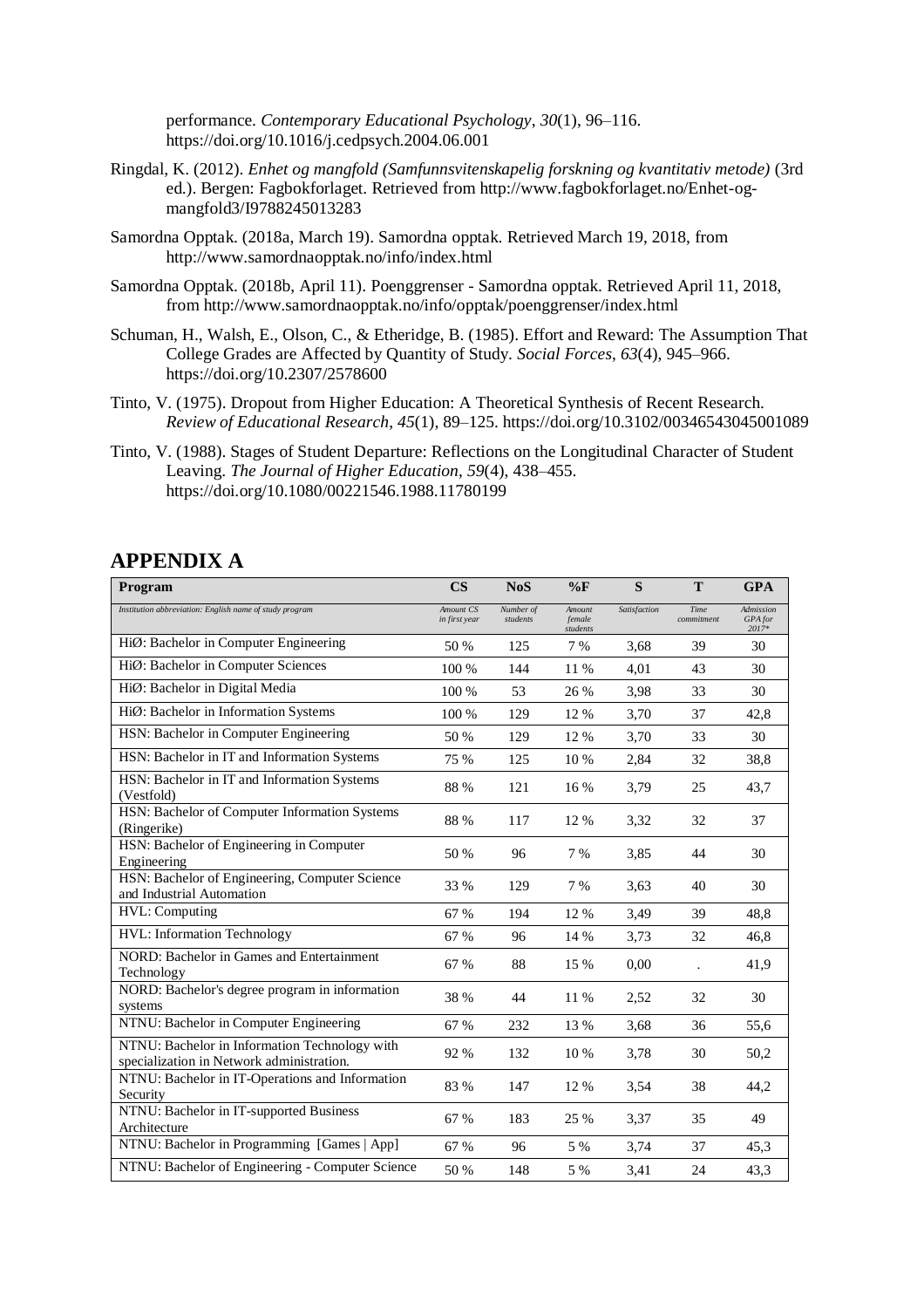performance. *Contemporary Educational Psychology*, *30*(1), 96–116. https://doi.org/10.1016/j.cedpsych.2004.06.001

Ringdal, K. (2012). *Enhet og mangfold (Samfunnsvitenskapelig forskning og kvantitativ metode)* (3rd ed.). Bergen: Fagbokforlaget. Retrieved from http://www.fagbokforlaget.no/Enhet-og-mangfold3/I9788245013283

Samordna Opptak. (2018a, March 19). Samordna opptak. Retrieved March 19, 2018, from http://www.samordnaopptak.no/info/index.html

Samordna Opptak. (2018b, April 11). Poenggrenser - Samordna opptak. Retrieved April 11, 2018, from http://www.samordnaopptak.no/info/opptak/poenggrenser/index.html

Schuman, H., Walsh, E., Olson, C., & Etheridge, B. (1985). Effort and Reward: The Assumption That College Grades are Affected by Quantity of Study. *Social Forces*, *63*(4), 945–966. https://doi.org/10.2307/2578600

Tinto, V. (1975). Dropout from Higher Education: A Theoretical Synthesis of Recent Research. *Review of Educational Research*, *45*(1), 89–125. https://doi.org/10.3102/00346543045001089

Tinto, V. (1988). Stages of Student Departure: Reflections on the Longitudinal Character of Student Leaving. *The Journal of Higher Education*, *59*(4), 438–455. https://doi.org/10.1080/00221546.1988.11780199

# APPENDIX A

| Program | CS | NoS | %F | S | T | GPA |
|---|---|---|---|---|---|---|
| *Institution abbreviation: English name of study program* | *Amount CS in first year* | *Number of students* | *Amount female students* | *Satisfaction* | *Time commitment* | *Admission GPA for 2017** |
| HiØ: Bachelor in Computer Engineering | 50 % | 125 | 7 % | 3,68 | 39 | 30 |
| HiØ: Bachelor in Computer Sciences | 100 % | 144 | 11 % | 4,01 | 43 | 30 |
| HiØ: Bachelor in Digital Media | 100 % | 53 | 26 % | 3,98 | 33 | 30 |
| HiØ: Bachelor in Information Systems | 100 % | 129 | 12 % | 3,70 | 37 | 42,8 |
| HSN: Bachelor in Computer Engineering | 50 % | 129 | 12 % | 3,70 | 33 | 30 |
| HSN: Bachelor in IT and Information Systems | 75 % | 125 | 10 % | 2,84 | 32 | 38,8 |
| HSN: Bachelor in IT and Information Systems (Vestfold) | 88 % | 121 | 16 % | 3,79 | 25 | 43,7 |
| HSN: Bachelor of Computer Information Systems (Ringerike) | 88 % | 117 | 12 % | 3,32 | 32 | 37 |
| HSN: Bachelor of Engineering in Computer Engineering | 50 % | 96 | 7 % | 3,85 | 44 | 30 |
| HSN: Bachelor of Engineering, Computer Science and Industrial Automation | 33 % | 129 | 7 % | 3,63 | 40 | 30 |
| HVL: Computing | 67 % | 194 | 12 % | 3,49 | 39 | 48,8 |
| HVL: Information Technology | 67 % | 96 | 14 % | 3,73 | 32 | 46,8 |
| NORD: Bachelor in Games and Entertainment Technology | 67 % | 88 | 15 % | 0,00 | . | 41,9 |
| NORD: Bachelor's degree program in information systems | 38 % | 44 | 11 % | 2,52 | 32 | 30 |
| NTNU: Bachelor in Computer Engineering | 67 % | 232 | 13 % | 3,68 | 36 | 55,6 |
| NTNU: Bachelor in Information Technology with specialization in Network administration. | 92 % | 132 | 10 % | 3,78 | 30 | 50,2 |
| NTNU: Bachelor in IT-Operations and Information Security | 83 % | 147 | 12 % | 3,54 | 38 | 44,2 |
| NTNU: Bachelor in IT-supported Business Architecture | 67 % | 183 | 25 % | 3,37 | 35 | 49 |
| NTNU: Bachelor in Programming [Games \| App] | 67 % | 96 | 5 % | 3,74 | 37 | 45,3 |
| NTNU: Bachelor of Engineering - Computer Science | 50 % | 148 | 5 % | 3,41 | 24 | 43,3 |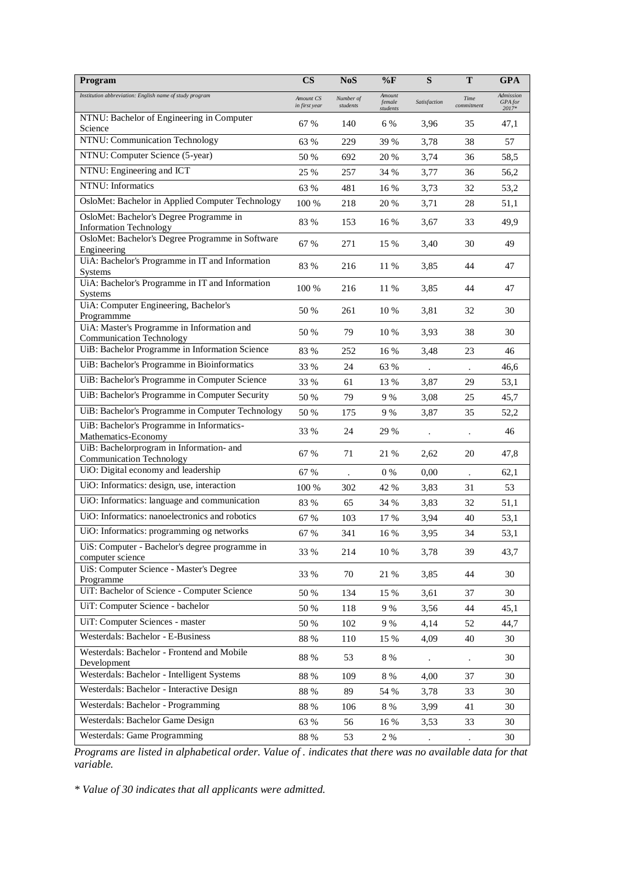| Program | CS | NoS | %F | S | T | GPA |
|---|---|---|---|---|---|---|
| *Institution abbreviation: English name of study program* | *Amount CS in first year* | *Number of students* | *Amount female students* | *Satisfaction* | *Time commitment* | *Admission GPA for 2017\** |
| NTNU: Bachelor of Engineering in Computer Science | 67 % | 140 | 6 % | 3,96 | 35 | 47,1 |
| NTNU: Communication Technology | 63 % | 229 | 39 % | 3,78 | 38 | 57 |
| NTNU: Computer Science (5-year) | 50 % | 692 | 20 % | 3,74 | 36 | 58,5 |
| NTNU: Engineering and ICT | 25 % | 257 | 34 % | 3,77 | 36 | 56,2 |
| NTNU: Informatics | 63 % | 481 | 16 % | 3,73 | 32 | 53,2 |
| OsloMet: Bachelor in Applied Computer Technology | 100 % | 218 | 20 % | 3,71 | 28 | 51,1 |
| OsloMet: Bachelor's Degree Programme in Information Technology | 83 % | 153 | 16 % | 3,67 | 33 | 49,9 |
| OsloMet: Bachelor's Degree Programme in Software Engineering | 67 % | 271 | 15 % | 3,40 | 30 | 49 |
| UiA: Bachelor's Programme in IT and Information Systems | 83 % | 216 | 11 % | 3,85 | 44 | 47 |
| UiA: Bachelor's Programme in IT and Information Systems | 100 % | 216 | 11 % | 3,85 | 44 | 47 |
| UiA: Computer Engineering, Bachelor's Programmme | 50 % | 261 | 10 % | 3,81 | 32 | 30 |
| UiA: Master's Programme in Information and Communication Technology | 50 % | 79 | 10 % | 3,93 | 38 | 30 |
| UiB: Bachelor Programme in Information Science | 83 % | 252 | 16 % | 3,48 | 23 | 46 |
| UiB: Bachelor's Programme in Bioinformatics | 33 % | 24 | 63 % | . | . | 46,6 |
| UiB: Bachelor's Programme in Computer Science | 33 % | 61 | 13 % | 3,87 | 29 | 53,1 |
| UiB: Bachelor's Programme in Computer Security | 50 % | 79 | 9 % | 3,08 | 25 | 45,7 |
| UiB: Bachelor's Programme in Computer Technology | 50 % | 175 | 9 % | 3,87 | 35 | 52,2 |
| UiB: Bachelor's Programme in Informatics-Mathematics-Economy | 33 % | 24 | 29 % | . | . | 46 |
| UiB: Bachelorprogram in Information- and Communication Technology | 67 % | 71 | 21 % | 2,62 | 20 | 47,8 |
| UiO: Digital economy and leadership | 67 % | . | 0 % | 0,00 | . | 62,1 |
| UiO: Informatics: design, use, interaction | 100 % | 302 | 42 % | 3,83 | 31 | 53 |
| UiO: Informatics: language and communication | 83 % | 65 | 34 % | 3,83 | 32 | 51,1 |
| UiO: Informatics: nanoelectronics and robotics | 67 % | 103 | 17 % | 3,94 | 40 | 53,1 |
| UiO: Informatics: programming og networks | 67 % | 341 | 16 % | 3,95 | 34 | 53,1 |
| UiS: Computer - Bachelor's degree programme in computer science | 33 % | 214 | 10 % | 3,78 | 39 | 43,7 |
| UiS: Computer Science - Master's Degree Programme | 33 % | 70 | 21 % | 3,85 | 44 | 30 |
| UiT: Bachelor of Science - Computer Science | 50 % | 134 | 15 % | 3,61 | 37 | 30 |
| UiT: Computer Science - bachelor | 50 % | 118 | 9 % | 3,56 | 44 | 45,1 |
| UiT: Computer Sciences - master | 50 % | 102 | 9 % | 4,14 | 52 | 44,7 |
| Westerdals: Bachelor - E-Business | 88 % | 110 | 15 % | 4,09 | 40 | 30 |
| Westerdals: Bachelor - Frontend and Mobile Development | 88 % | 53 | 8 % | . | . | 30 |
| Westerdals: Bachelor - Intelligent Systems | 88 % | 109 | 8 % | 4,00 | 37 | 30 |
| Westerdals: Bachelor - Interactive Design | 88 % | 89 | 54 % | 3,78 | 33 | 30 |
| Westerdals: Bachelor - Programming | 88 % | 106 | 8 % | 3,99 | 41 | 30 |
| Westerdals: Bachelor Game Design | 63 % | 56 | 16 % | 3,53 | 33 | 30 |
| Westerdals: Game Programming | 88 % | 53 | 2 % | . | . | 30 |

*Programs are listed in alphabetical order. Value of . indicates that there was no available data for that variable.*

*\* Value of 30 indicates that all applicants were admitted.*